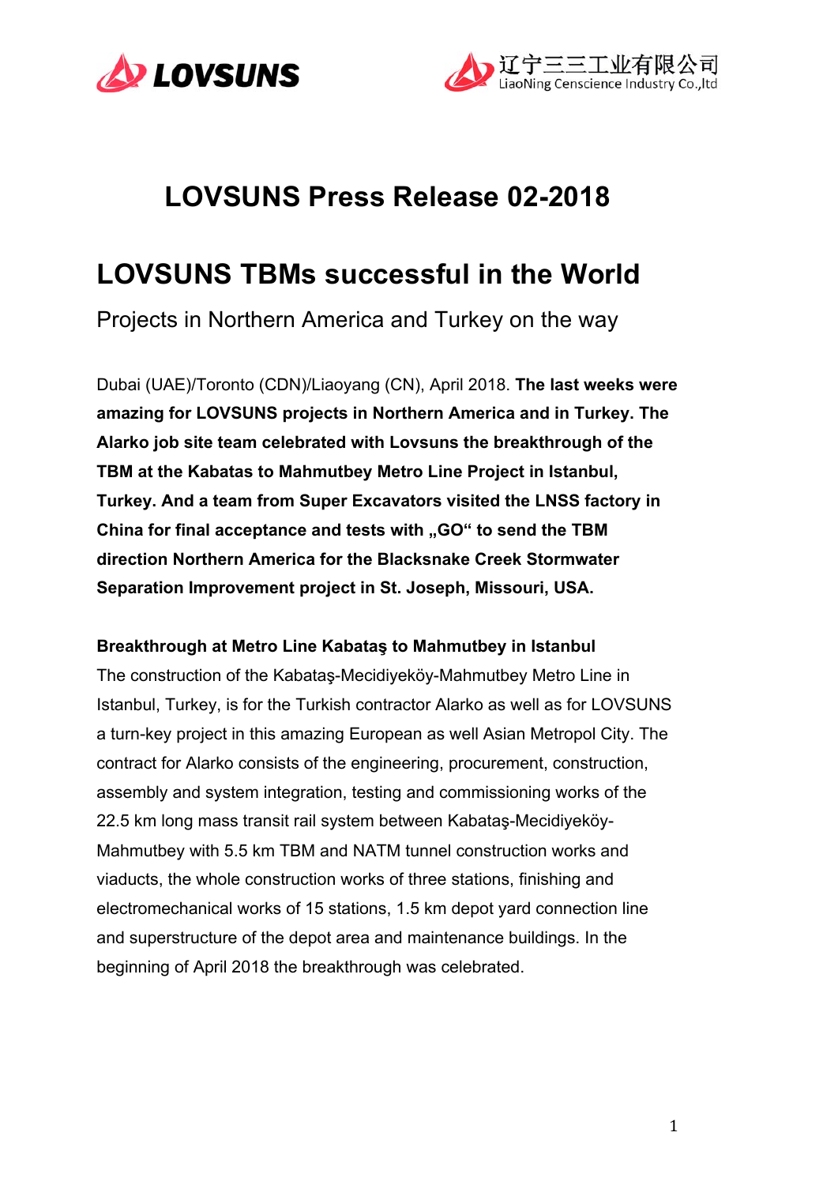LOVSUNS

辽宁三三工业有限公司
LiaoNing Censcience Industry Co.,ltd

# LOVSUNS Press Release 02-2018

# LOVSUNS TBMs successful in the World

Projects in Northern America and Turkey on the way

Dubai (UAE)/Toronto (CDN)/Liaoyang (CN), April 2018. **The last weeks were amazing for LOVSUNS projects in Northern America and in Turkey. The Alarko job site team celebrated with Lovsuns the breakthrough of the TBM at the Kabatas to Mahmutbey Metro Line Project in Istanbul, Turkey. And a team from Super Excavators visited the LNSS factory in China for final acceptance and tests with „GO" to send the TBM direction Northern America for the Blacksnake Creek Stormwater Separation Improvement project in St. Joseph, Missouri, USA.**

**Breakthrough at Metro Line Kabataş to Mahmutbey in Istanbul**

The construction of the Kabataş-Mecidiyeköy-Mahmutbey Metro Line in Istanbul, Turkey, is for the Turkish contractor Alarko as well as for LOVSUNS a turn-key project in this amazing European as well Asian Metropol City. The contract for Alarko consists of the engineering, procurement, construction, assembly and system integration, testing and commissioning works of the 22.5 km long mass transit rail system between Kabataş-Mecidiyeköy-Mahmutbey with 5.5 km TBM and NATM tunnel construction works and viaducts, the whole construction works of three stations, finishing and electromechanical works of 15 stations, 1.5 km depot yard connection line and superstructure of the depot area and maintenance buildings. In the beginning of April 2018 the breakthrough was celebrated.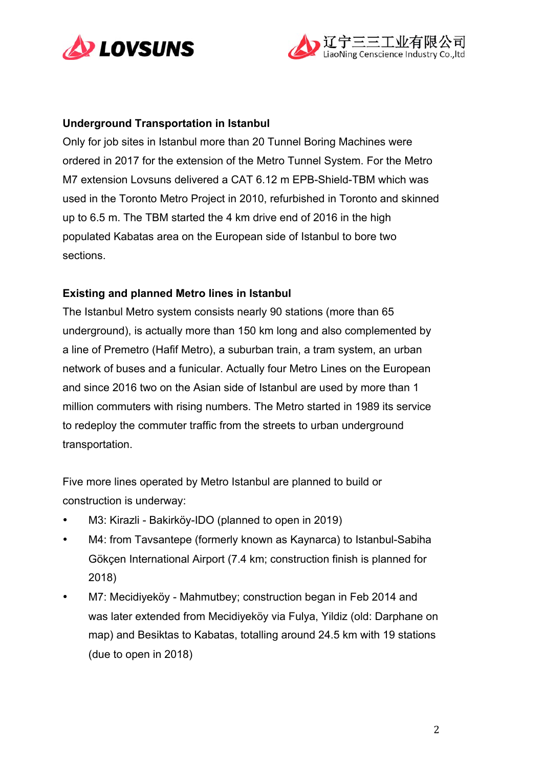**Underground Transportation in Istanbul**

Only for job sites in Istanbul more than 20 Tunnel Boring Machines were ordered in 2017 for the extension of the Metro Tunnel System. For the Metro M7 extension Lovsuns delivered a CAT 6.12 m EPB-Shield-TBM which was used in the Toronto Metro Project in 2010, refurbished in Toronto and skinned up to 6.5 m. The TBM started the 4 km drive end of 2016 in the high populated Kabatas area on the European side of Istanbul to bore two sections.

**Existing and planned Metro lines in Istanbul**

The Istanbul Metro system consists nearly 90 stations (more than 65 underground), is actually more than 150 km long and also complemented by a line of Premetro (Hafif Metro), a suburban train, a tram system, an urban network of buses and a funicular. Actually four Metro Lines on the European and since 2016 two on the Asian side of Istanbul are used by more than 1 million commuters with rising numbers. The Metro started in 1989 its service to redeploy the commuter traffic from the streets to urban underground transportation.

Five more lines operated by Metro Istanbul are planned to build or construction is underway:

- M3: Kirazli - Bakirköy-IDO (planned to open in 2019)
- M4: from Tavsantepe (formerly known as Kaynarca) to Istanbul-Sabiha Gökçen International Airport (7.4 km; construction finish is planned for 2018)
- M7: Mecidiyeköy - Mahmutbey; construction began in Feb 2014 and was later extended from Mecidiyeköy via Fulya, Yildiz (old: Darphane on map) and Besiktas to Kabatas, totalling around 24.5 km with 19 stations (due to open in 2018)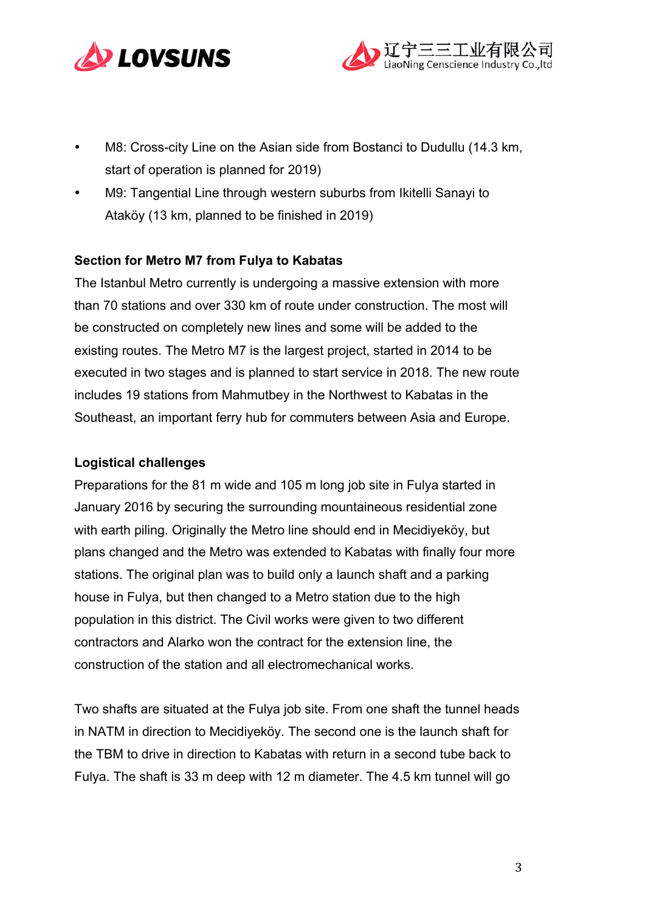- M8: Cross-city Line on the Asian side from Bostanci to Dudullu (14.3 km, start of operation is planned for 2019)
- M9: Tangential Line through western suburbs from Ikitelli Sanayi to Ataköy (13 km, planned to be finished in 2019)

**Section for Metro M7 from Fulya to Kabatas**

The Istanbul Metro currently is undergoing a massive extension with more than 70 stations and over 330 km of route under construction. The most will be constructed on completely new lines and some will be added to the existing routes. The Metro M7 is the largest project, started in 2014 to be executed in two stages and is planned to start service in 2018. The new route includes 19 stations from Mahmutbey in the Northwest to Kabatas in the Southeast, an important ferry hub for commuters between Asia and Europe.

**Logistical challenges**

Preparations for the 81 m wide and 105 m long job site in Fulya started in January 2016 by securing the surrounding mountaineous residential zone with earth piling. Originally the Metro line should end in Mecidiyeköy, but plans changed and the Metro was extended to Kabatas with finally four more stations. The original plan was to build only a launch shaft and a parking house in Fulya, but then changed to a Metro station due to the high population in this district. The Civil works were given to two different contractors and Alarko won the contract for the extension line, the construction of the station and all electromechanical works.

Two shafts are situated at the Fulya job site. From one shaft the tunnel heads in NATM in direction to Mecidiyeköy. The second one is the launch shaft for the TBM to drive in direction to Kabatas with return in a second tube back to Fulya. The shaft is 33 m deep with 12 m diameter. The 4.5 km tunnel will go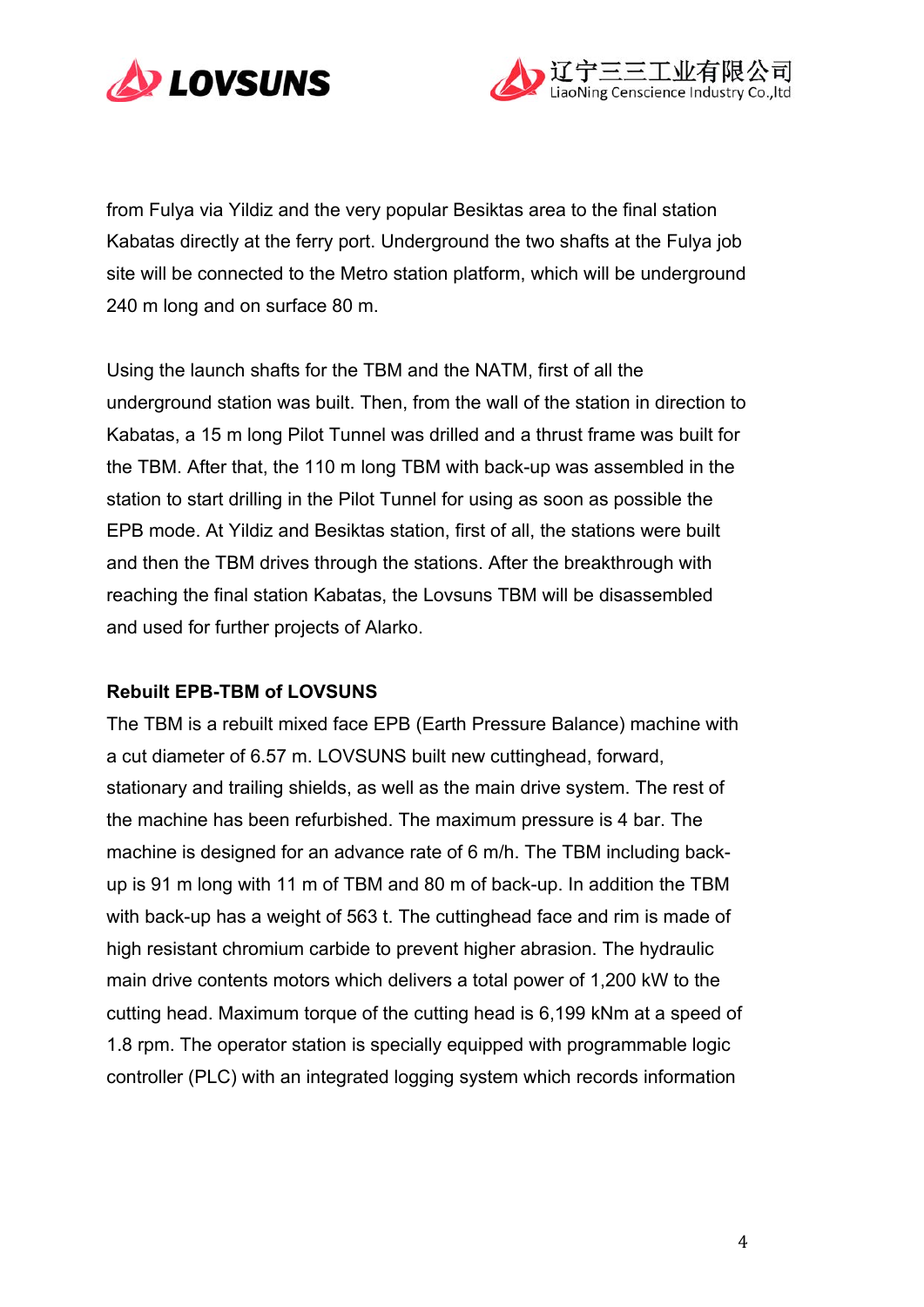from Fulya via Yildiz and the very popular Besiktas area to the final station Kabatas directly at the ferry port. Underground the two shafts at the Fulya job site will be connected to the Metro station platform, which will be underground 240 m long and on surface 80 m.

Using the launch shafts for the TBM and the NATM, first of all the underground station was built. Then, from the wall of the station in direction to Kabatas, a 15 m long Pilot Tunnel was drilled and a thrust frame was built for the TBM. After that, the 110 m long TBM with back-up was assembled in the station to start drilling in the Pilot Tunnel for using as soon as possible the EPB mode. At Yildiz and Besiktas station, first of all, the stations were built and then the TBM drives through the stations. After the breakthrough with reaching the final station Kabatas, the Lovsuns TBM will be disassembled and used for further projects of Alarko.

**Rebuilt EPB-TBM of LOVSUNS**

The TBM is a rebuilt mixed face EPB (Earth Pressure Balance) machine with a cut diameter of 6.57 m. LOVSUNS built new cuttinghead, forward, stationary and trailing shields, as well as the main drive system. The rest of the machine has been refurbished. The maximum pressure is 4 bar. The machine is designed for an advance rate of 6 m/h. The TBM including back-up is 91 m long with 11 m of TBM and 80 m of back-up. In addition the TBM with back-up has a weight of 563 t. The cuttinghead face and rim is made of high resistant chromium carbide to prevent higher abrasion. The hydraulic main drive contents motors which delivers a total power of 1,200 kW to the cutting head. Maximum torque of the cutting head is 6,199 kNm at a speed of 1.8 rpm. The operator station is specially equipped with programmable logic controller (PLC) with an integrated logging system which records information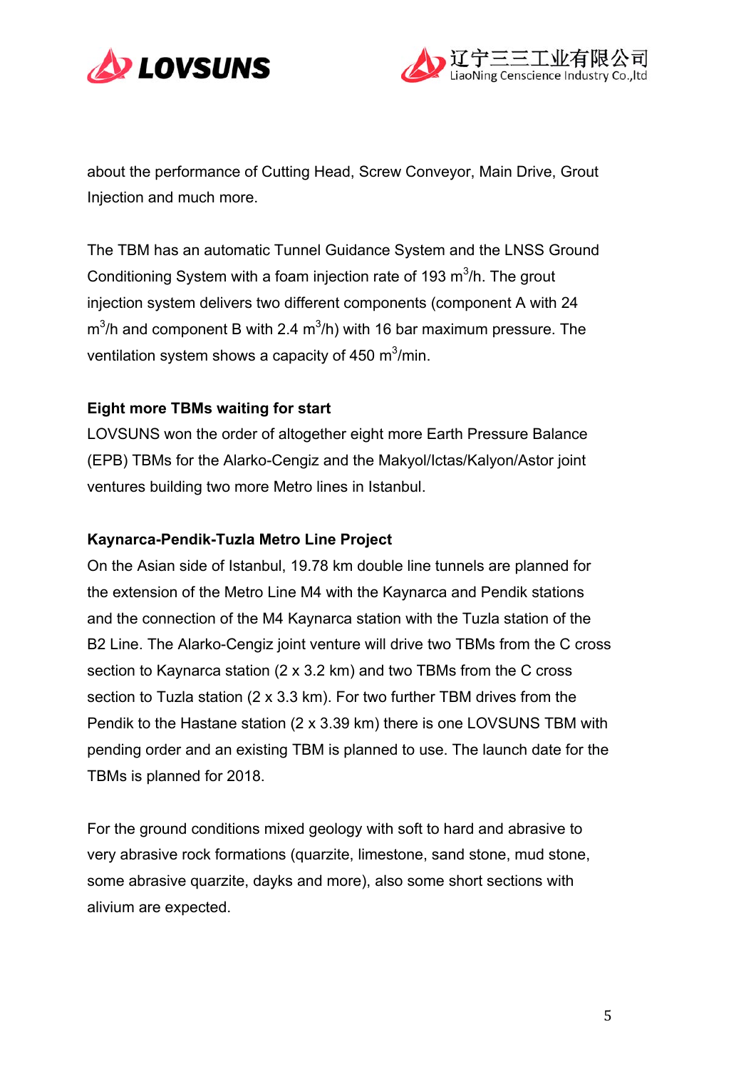about the performance of Cutting Head, Screw Conveyor, Main Drive, Grout Injection and much more.

The TBM has an automatic Tunnel Guidance System and the LNSS Ground Conditioning System with a foam injection rate of 193 $m^3$/h. The grout injection system delivers two different components (component A with 24 $m^3$/h and component B with 2.4 $m^3$/h) with 16 bar maximum pressure. The ventilation system shows a capacity of 450 $m^3$/min.

**Eight more TBMs waiting for start**

LOVSUNS won the order of altogether eight more Earth Pressure Balance (EPB) TBMs for the Alarko-Cengiz and the Makyol/Ictas/Kalyon/Astor joint ventures building two more Metro lines in Istanbul.

**Kaynarca-Pendik-Tuzla Metro Line Project**

On the Asian side of Istanbul, 19.78 km double line tunnels are planned for the extension of the Metro Line M4 with the Kaynarca and Pendik stations and the connection of the M4 Kaynarca station with the Tuzla station of the B2 Line. The Alarko-Cengiz joint venture will drive two TBMs from the C cross section to Kaynarca station (2 x 3.2 km) and two TBMs from the C cross section to Tuzla station (2 x 3.3 km). For two further TBM drives from the Pendik to the Hastane station (2 x 3.39 km) there is one LOVSUNS TBM with pending order and an existing TBM is planned to use. The launch date for the TBMs is planned for 2018.

For the ground conditions mixed geology with soft to hard and abrasive to very abrasive rock formations (quarzite, limestone, sand stone, mud stone, some abrasive quarzite, dayks and more), also some short sections with alivium are expected.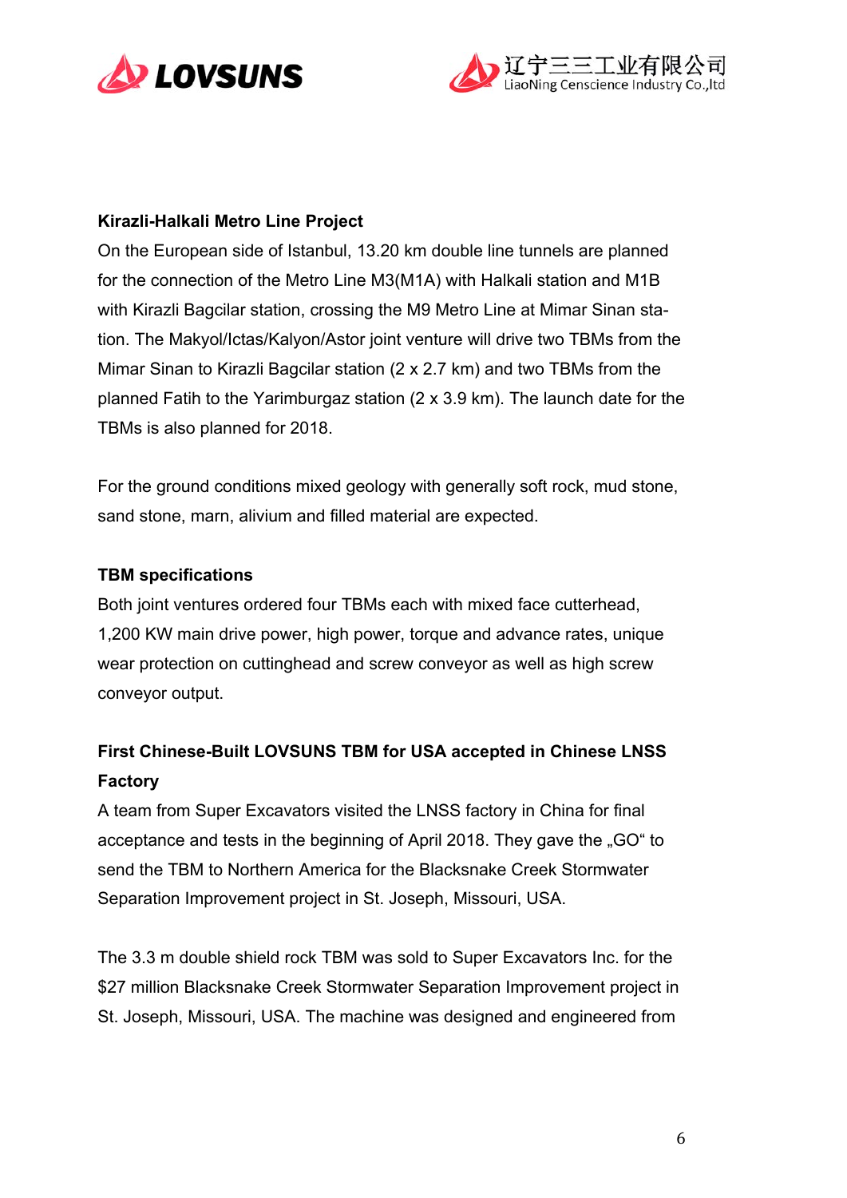**Kirazli-Halkali Metro Line Project**

On the European side of Istanbul, 13.20 km double line tunnels are planned for the connection of the Metro Line M3(M1A) with Halkali station and M1B with Kirazli Bagcilar station, crossing the M9 Metro Line at Mimar Sinan station. The Makyol/Ictas/Kalyon/Astor joint venture will drive two TBMs from the Mimar Sinan to Kirazli Bagcilar station (2 x 2.7 km) and two TBMs from the planned Fatih to the Yarimburgaz station (2 x 3.9 km). The launch date for the TBMs is also planned for 2018.

For the ground conditions mixed geology with generally soft rock, mud stone, sand stone, marn, alivium and filled material are expected.

**TBM specifications**

Both joint ventures ordered four TBMs each with mixed face cutterhead, 1,200 KW main drive power, high power, torque and advance rates, unique wear protection on cuttinghead and screw conveyor as well as high screw conveyor output.

**First Chinese-Built LOVSUNS TBM for USA accepted in Chinese LNSS Factory**

A team from Super Excavators visited the LNSS factory in China for final acceptance and tests in the beginning of April 2018. They gave the „GO" to send the TBM to Northern America for the Blacksnake Creek Stormwater Separation Improvement project in St. Joseph, Missouri, USA.

The 3.3 m double shield rock TBM was sold to Super Excavators Inc. for the $27 million Blacksnake Creek Stormwater Separation Improvement project in St. Joseph, Missouri, USA. The machine was designed and engineered from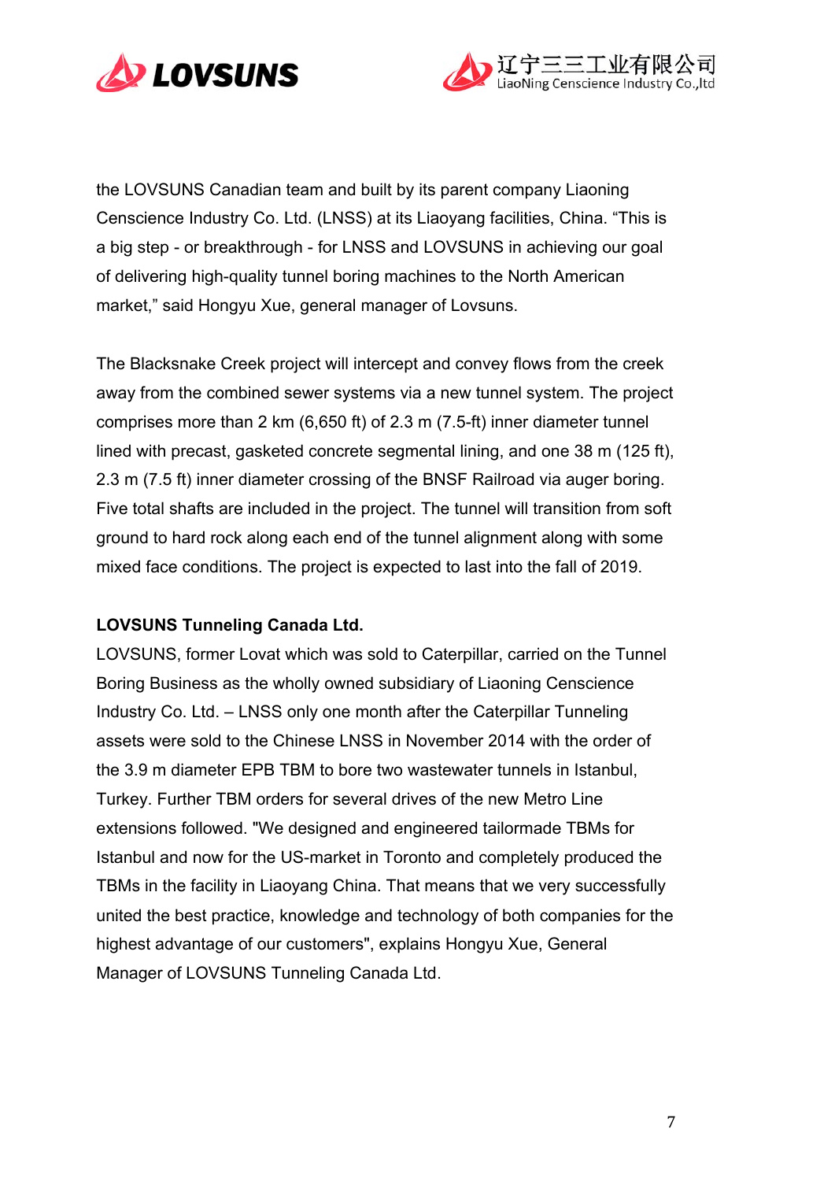the LOVSUNS Canadian team and built by its parent company Liaoning Censcience Industry Co. Ltd. (LNSS) at its Liaoyang facilities, China. “This is a big step - or breakthrough - for LNSS and LOVSUNS in achieving our goal of delivering high-quality tunnel boring machines to the North American market,” said Hongyu Xue, general manager of Lovsuns.

The Blacksnake Creek project will intercept and convey flows from the creek away from the combined sewer systems via a new tunnel system. The project comprises more than 2 km (6,650 ft) of 2.3 m (7.5-ft) inner diameter tunnel lined with precast, gasketed concrete segmental lining, and one 38 m (125 ft), 2.3 m (7.5 ft) inner diameter crossing of the BNSF Railroad via auger boring. Five total shafts are included in the project. The tunnel will transition from soft ground to hard rock along each end of the tunnel alignment along with some mixed face conditions. The project is expected to last into the fall of 2019.

**LOVSUNS Tunneling Canada Ltd.**

LOVSUNS, former Lovat which was sold to Caterpillar, carried on the Tunnel Boring Business as the wholly owned subsidiary of Liaoning Censcience Industry Co. Ltd. – LNSS only one month after the Caterpillar Tunneling assets were sold to the Chinese LNSS in November 2014 with the order of the 3.9 m diameter EPB TBM to bore two wastewater tunnels in Istanbul, Turkey. Further TBM orders for several drives of the new Metro Line extensions followed. "We designed and engineered tailormade TBMs for Istanbul and now for the US-market in Toronto and completely produced the TBMs in the facility in Liaoyang China. That means that we very successfully united the best practice, knowledge and technology of both companies for the highest advantage of our customers", explains Hongyu Xue, General Manager of LOVSUNS Tunneling Canada Ltd.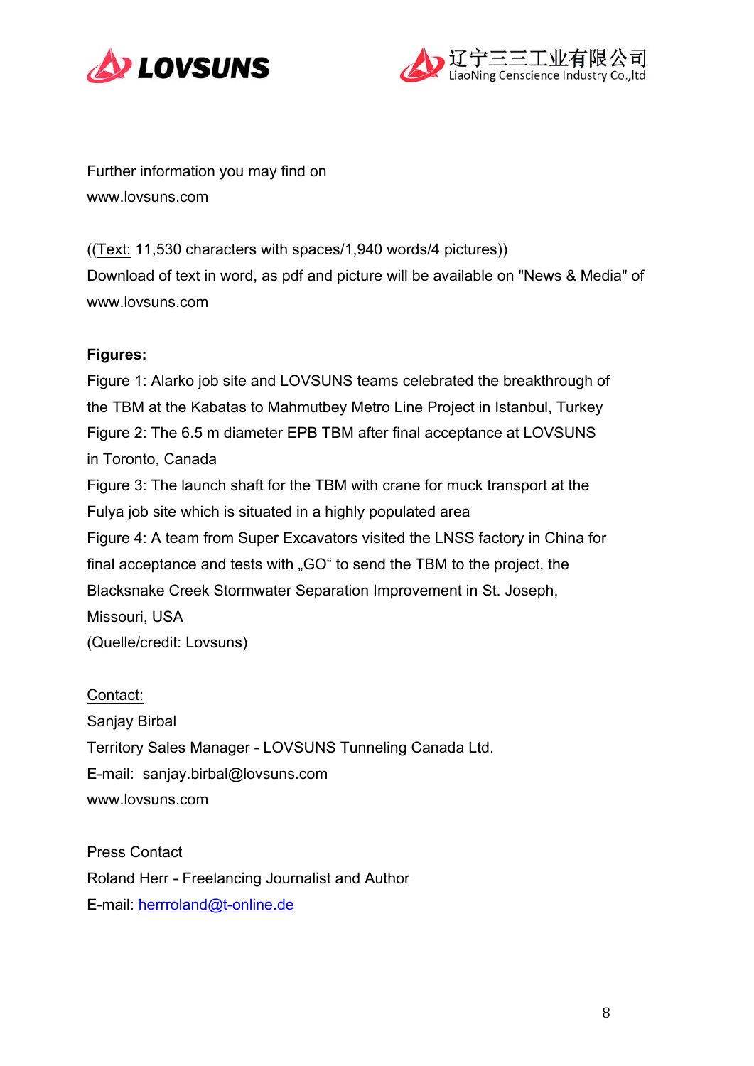Further information you may find on
www.lovsuns.com

((Text: 11,530 characters with spaces/1,940 words/4 pictures))
Download of text in word, as pdf and picture will be available on "News & Media" of www.lovsuns.com

**Figures:**

Figure 1: Alarko job site and LOVSUNS teams celebrated the breakthrough of the TBM at the Kabatas to Mahmutbey Metro Line Project in Istanbul, Turkey
Figure 2: The 6.5 m diameter EPB TBM after final acceptance at LOVSUNS in Toronto, Canada
Figure 3: The launch shaft for the TBM with crane for muck transport at the Fulya job site which is situated in a highly populated area
Figure 4: A team from Super Excavators visited the LNSS factory in China for final acceptance and tests with „GO" to send the TBM to the project, the Blacksnake Creek Stormwater Separation Improvement in St. Joseph, Missouri, USA
(Quelle/credit: Lovsuns)

Contact:
Sanjay Birbal
Territory Sales Manager - LOVSUNS Tunneling Canada Ltd.
E-mail: sanjay.birbal@lovsuns.com
www.lovsuns.com

Press Contact
Roland Herr - Freelancing Journalist and Author
E-mail: herrroland@t-online.de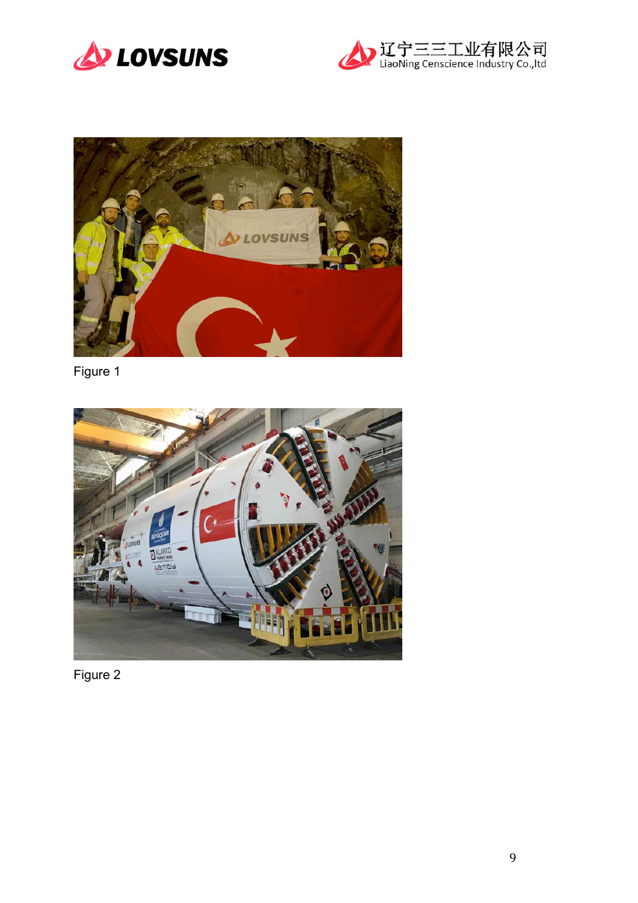Figure 1

Figure 2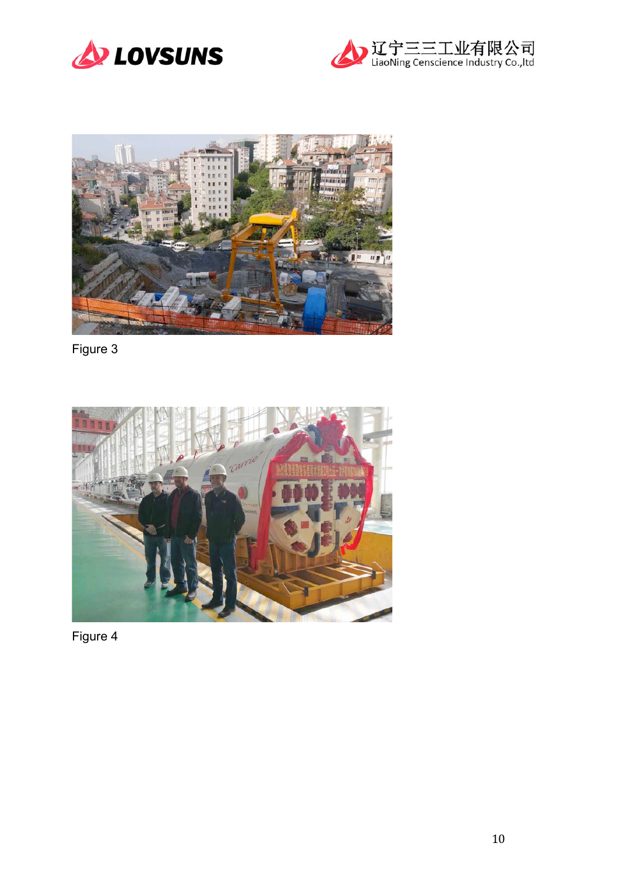Figure 3

Figure 4